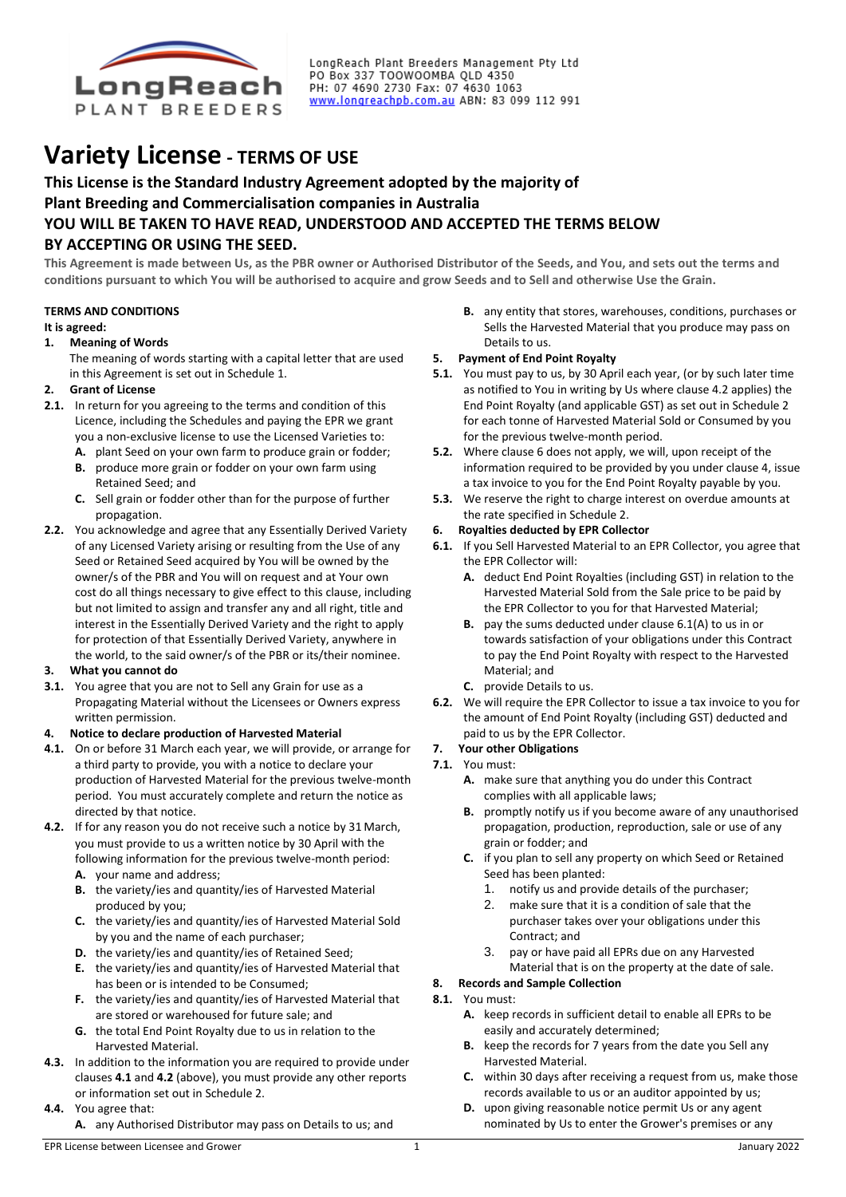LongReach Plant Breeders Management Pty Ltd
PO Box 337 TOOWOOMBA QLD 4350
PH: 07 4690 2730 Fax: 07 4630 1063
www.longreachpb.com.au ABN: 83 099 112 991

# Variety License - TERMS OF USE

## This License is the Standard Industry Agreement adopted by the majority of Plant Breeding and Commercialisation companies in Australia

## YOU WILL BE TAKEN TO HAVE READ, UNDERSTOOD AND ACCEPTED THE TERMS BELOW BY ACCEPTING OR USING THE SEED.

**This Agreement is made between Us, as the PBR owner or Authorised Distributor of the Seeds, and You, and sets out the terms and conditions pursuant to which You will be authorised to acquire and grow Seeds and to Sell and otherwise Use the Grain.**

**TERMS AND CONDITIONS**

**It is agreed:**

**1. Meaning of Words**

The meaning of words starting with a capital letter that are used in this Agreement is set out in Schedule 1.

**2. Grant of License**

**2.1.** In return for you agreeing to the terms and condition of this Licence, including the Schedules and paying the EPR we grant you a non-exclusive license to use the Licensed Varieties to:

- **A.** plant Seed on your own farm to produce grain or fodder;
- **B.** produce more grain or fodder on your own farm using Retained Seed; and
- **C.** Sell grain or fodder other than for the purpose of further propagation.

**2.2.** You acknowledge and agree that any Essentially Derived Variety of any Licensed Variety arising or resulting from the Use of any Seed or Retained Seed acquired by You will be owned by the owner/s of the PBR and You will on request and at Your own cost do all things necessary to give effect to this clause, including but not limited to assign and transfer any and all right, title and interest in the Essentially Derived Variety and the right to apply for protection of that Essentially Derived Variety, anywhere in the world, to the said owner/s of the PBR or its/their nominee.

**3. What you cannot do**

**3.1.** You agree that you are not to Sell any Grain for use as a Propagating Material without the Licensees or Owners express written permission.

**4. Notice to declare production of Harvested Material**

**4.1.** On or before 31 March each year, we will provide, or arrange for a third party to provide, you with a notice to declare your production of Harvested Material for the previous twelve-month period. You must accurately complete and return the notice as directed by that notice.

**4.2.** If for any reason you do not receive such a notice by 31 March, you must provide to us a written notice by 30 April with the following information for the previous twelve-month period:

- **A.** your name and address;
- **B.** the variety/ies and quantity/ies of Harvested Material produced by you;
- **C.** the variety/ies and quantity/ies of Harvested Material Sold by you and the name of each purchaser;
- **D.** the variety/ies and quantity/ies of Retained Seed;
- **E.** the variety/ies and quantity/ies of Harvested Material that has been or is intended to be Consumed;
- **F.** the variety/ies and quantity/ies of Harvested Material that are stored or warehoused for future sale; and
- **G.** the total End Point Royalty due to us in relation to the Harvested Material.

**4.3.** In addition to the information you are required to provide under clauses **4.1** and **4.2** (above), you must provide any other reports or information set out in Schedule 2.

**4.4.** You agree that:

- **A.** any Authorised Distributor may pass on Details to us; and
- **B.** any entity that stores, warehouses, conditions, purchases or Sells the Harvested Material that you produce may pass on Details to us.

**5. Payment of End Point Royalty**

**5.1.** You must pay to us, by 30 April each year, (or by such later time as notified to You in writing by Us where clause 4.2 applies) the End Point Royalty (and applicable GST) as set out in Schedule 2 for each tonne of Harvested Material Sold or Consumed by you for the previous twelve-month period.

**5.2.** Where clause 6 does not apply, we will, upon receipt of the information required to be provided by you under clause 4, issue a tax invoice to you for the End Point Royalty payable by you.

**5.3.** We reserve the right to charge interest on overdue amounts at the rate specified in Schedule 2.

**6. Royalties deducted by EPR Collector**

**6.1.** If you Sell Harvested Material to an EPR Collector, you agree that the EPR Collector will:

- **A.** deduct End Point Royalties (including GST) in relation to the Harvested Material Sold from the Sale price to be paid by the EPR Collector to you for that Harvested Material;
- **B.** pay the sums deducted under clause 6.1(A) to us in or towards satisfaction of your obligations under this Contract to pay the End Point Royalty with respect to the Harvested Material; and
- **C.** provide Details to us.

**6.2.** We will require the EPR Collector to issue a tax invoice to you for the amount of End Point Royalty (including GST) deducted and paid to us by the EPR Collector.

**7. Your other Obligations**

**7.1.** You must:

- **A.** make sure that anything you do under this Contract complies with all applicable laws;
- **B.** promptly notify us if you become aware of any unauthorised propagation, production, reproduction, sale or use of any grain or fodder; and
- **C.** if you plan to sell any property on which Seed or Retained Seed has been planted:
  1. notify us and provide details of the purchaser;
  2. make sure that it is a condition of sale that the purchaser takes over your obligations under this Contract; and
  3. pay or have paid all EPRs due on any Harvested Material that is on the property at the date of sale.

**8. Records and Sample Collection**

**8.1.** You must:

- **A.** keep records in sufficient detail to enable all EPRs to be easily and accurately determined;
- **B.** keep the records for 7 years from the date you Sell any Harvested Material.
- **C.** within 30 days after receiving a request from us, make those records available to us or an auditor appointed by us;
- **D.** upon giving reasonable notice permit Us or any agent nominated by Us to enter the Grower's premises or any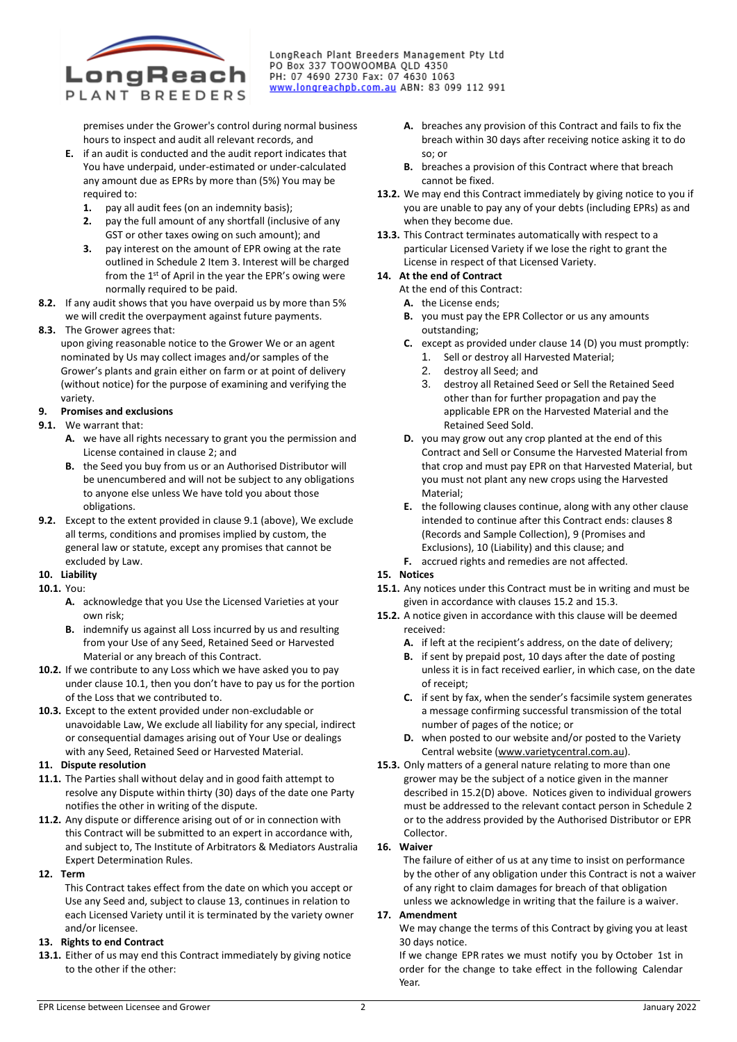premises under the Grower's control during normal business hours to inspect and audit all relevant records, and

**E.** if an audit is conducted and the audit report indicates that You have underpaid, under-estimated or under-calculated any amount due as EPRs by more than (5%) You may be required to:

1. pay all audit fees (on an indemnity basis);
2. pay the full amount of any shortfall (inclusive of any GST or other taxes owing on such amount); and
3. pay interest on the amount of EPR owing at the rate outlined in Schedule 2 Item 3. Interest will be charged from the 1st of April in the year the EPR's owing were normally required to be paid.

**8.2.** If any audit shows that you have overpaid us by more than 5% we will credit the overpayment against future payments.

**8.3.** The Grower agrees that:
upon giving reasonable notice to the Grower We or an agent nominated by Us may collect images and/or samples of the Grower's plants and grain either on farm or at point of delivery (without notice) for the purpose of examining and verifying the variety.

**9. Promises and exclusions**

**9.1.** We warrant that:

**A.** we have all rights necessary to grant you the permission and License contained in clause 2; and

**B.** the Seed you buy from us or an Authorised Distributor will be unencumbered and will not be subject to any obligations to anyone else unless We have told you about those obligations.

**9.2.** Except to the extent provided in clause 9.1 (above), We exclude all terms, conditions and promises implied by custom, the general law or statute, except any promises that cannot be excluded by Law.

**10. Liability**

**10.1.** You:

**A.** acknowledge that you Use the Licensed Varieties at your own risk;

**B.** indemnify us against all Loss incurred by us and resulting from your Use of any Seed, Retained Seed or Harvested Material or any breach of this Contract.

**10.2.** If we contribute to any Loss which we have asked you to pay under clause 10.1, then you don't have to pay us for the portion of the Loss that we contributed to.

**10.3.** Except to the extent provided under non-excludable or unavoidable Law, We exclude all liability for any special, indirect or consequential damages arising out of Your Use or dealings with any Seed, Retained Seed or Harvested Material.

**11. Dispute resolution**

**11.1.** The Parties shall without delay and in good faith attempt to resolve any Dispute within thirty (30) days of the date one Party notifies the other in writing of the dispute.

**11.2.** Any dispute or difference arising out of or in connection with this Contract will be submitted to an expert in accordance with, and subject to, The Institute of Arbitrators & Mediators Australia Expert Determination Rules.

**12. Term**

This Contract takes effect from the date on which you accept or Use any Seed and, subject to clause 13, continues in relation to each Licensed Variety until it is terminated by the variety owner and/or licensee.

**13. Rights to end Contract**

**13.1.** Either of us may end this Contract immediately by giving notice to the other if the other:

**A.** breaches any provision of this Contract and fails to fix the breach within 30 days after receiving notice asking it to do so; or

**B.** breaches a provision of this Contract where that breach cannot be fixed.

**13.2.** We may end this Contract immediately by giving notice to you if you are unable to pay any of your debts (including EPRs) as and when they become due.

**13.3.** This Contract terminates automatically with respect to a particular Licensed Variety if we lose the right to grant the License in respect of that Licensed Variety.

**14. At the end of Contract**

At the end of this Contract:

**A.** the License ends;

**B.** you must pay the EPR Collector or us any amounts outstanding;

**C.** except as provided under clause 14 (D) you must promptly:

1. Sell or destroy all Harvested Material;
2. destroy all Seed; and
3. destroy all Retained Seed or Sell the Retained Seed other than for further propagation and pay the applicable EPR on the Harvested Material and the Retained Seed Sold.

**D.** you may grow out any crop planted at the end of this Contract and Sell or Consume the Harvested Material from that crop and must pay EPR on that Harvested Material, but you must not plant any new crops using the Harvested Material;

**E.** the following clauses continue, along with any other clause intended to continue after this Contract ends: clauses 8 (Records and Sample Collection), 9 (Promises and Exclusions), 10 (Liability) and this clause; and

**F.** accrued rights and remedies are not affected.

**15. Notices**

**15.1.** Any notices under this Contract must be in writing and must be given in accordance with clauses 15.2 and 15.3.

**15.2.** A notice given in accordance with this clause will be deemed received:

**A.** if left at the recipient's address, on the date of delivery;

**B.** if sent by prepaid post, 10 days after the date of posting unless it is in fact received earlier, in which case, on the date of receipt;

**C.** if sent by fax, when the sender's facsimile system generates a message confirming successful transmission of the total number of pages of the notice; or

**D.** when posted to our website and/or posted to the Variety Central website (www.varietycentral.com.au).

**15.3.** Only matters of a general nature relating to more than one grower may be the subject of a notice given in the manner described in 15.2(D) above. Notices given to individual growers must be addressed to the relevant contact person in Schedule 2 or to the address provided by the Authorised Distributor or EPR Collector.

**16. Waiver**

The failure of either of us at any time to insist on performance by the other of any obligation under this Contract is not a waiver of any right to claim damages for breach of that obligation unless we acknowledge in writing that the failure is a waiver.

**17. Amendment**

We may change the terms of this Contract by giving you at least 30 days notice.

If we change EPR rates we must notify you by October 1st in order for the change to take effect in the following Calendar Year.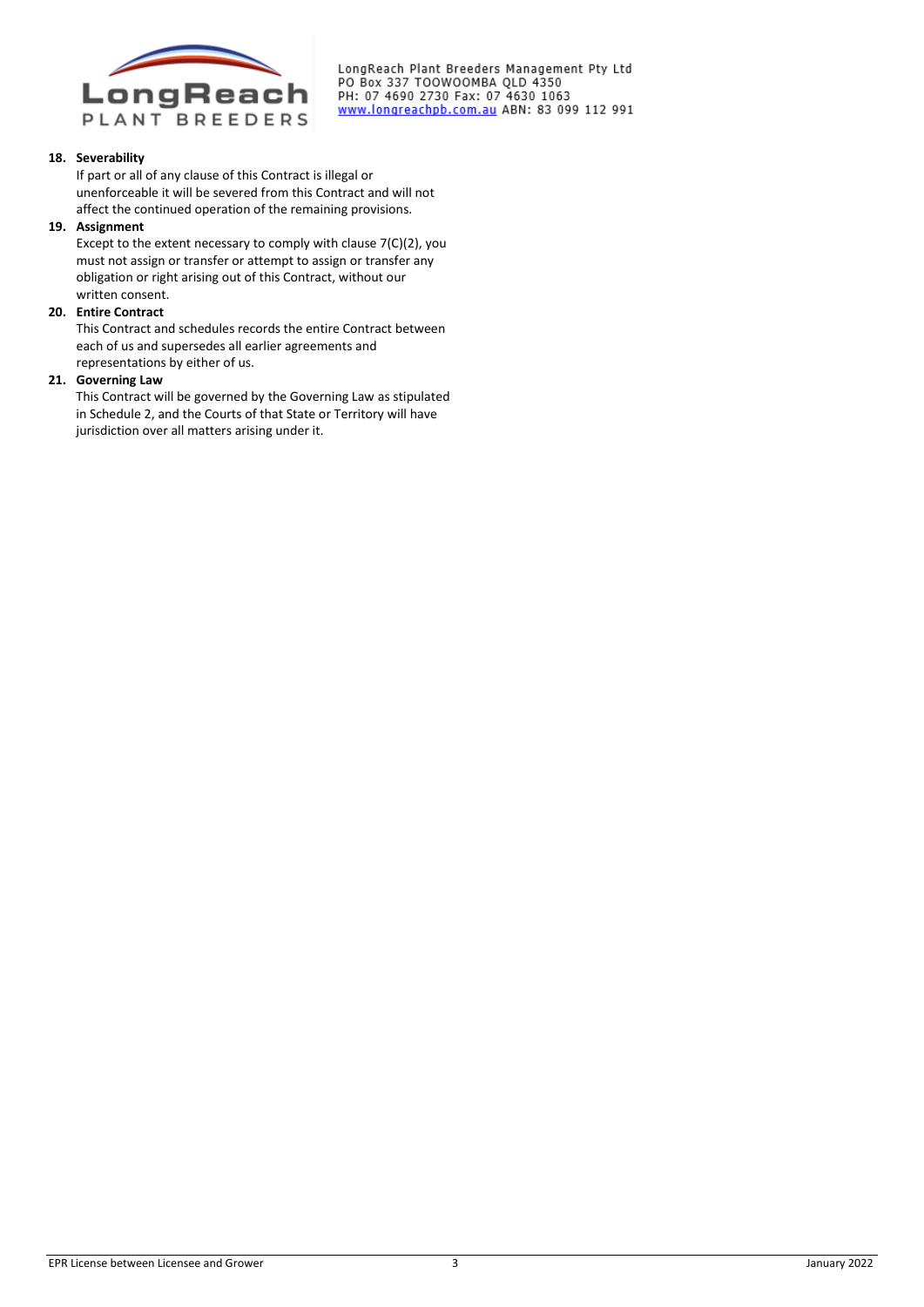**18. Severability**

If part or all of any clause of this Contract is illegal or unenforceable it will be severed from this Contract and will not affect the continued operation of the remaining provisions.

**19. Assignment**

Except to the extent necessary to comply with clause 7(C)(2), you must not assign or transfer or attempt to assign or transfer any obligation or right arising out of this Contract, without our written consent.

**20. Entire Contract**

This Contract and schedules records the entire Contract between each of us and supersedes all earlier agreements and representations by either of us.

**21. Governing Law**

This Contract will be governed by the Governing Law as stipulated in Schedule 2, and the Courts of that State or Territory will have jurisdiction over all matters arising under it.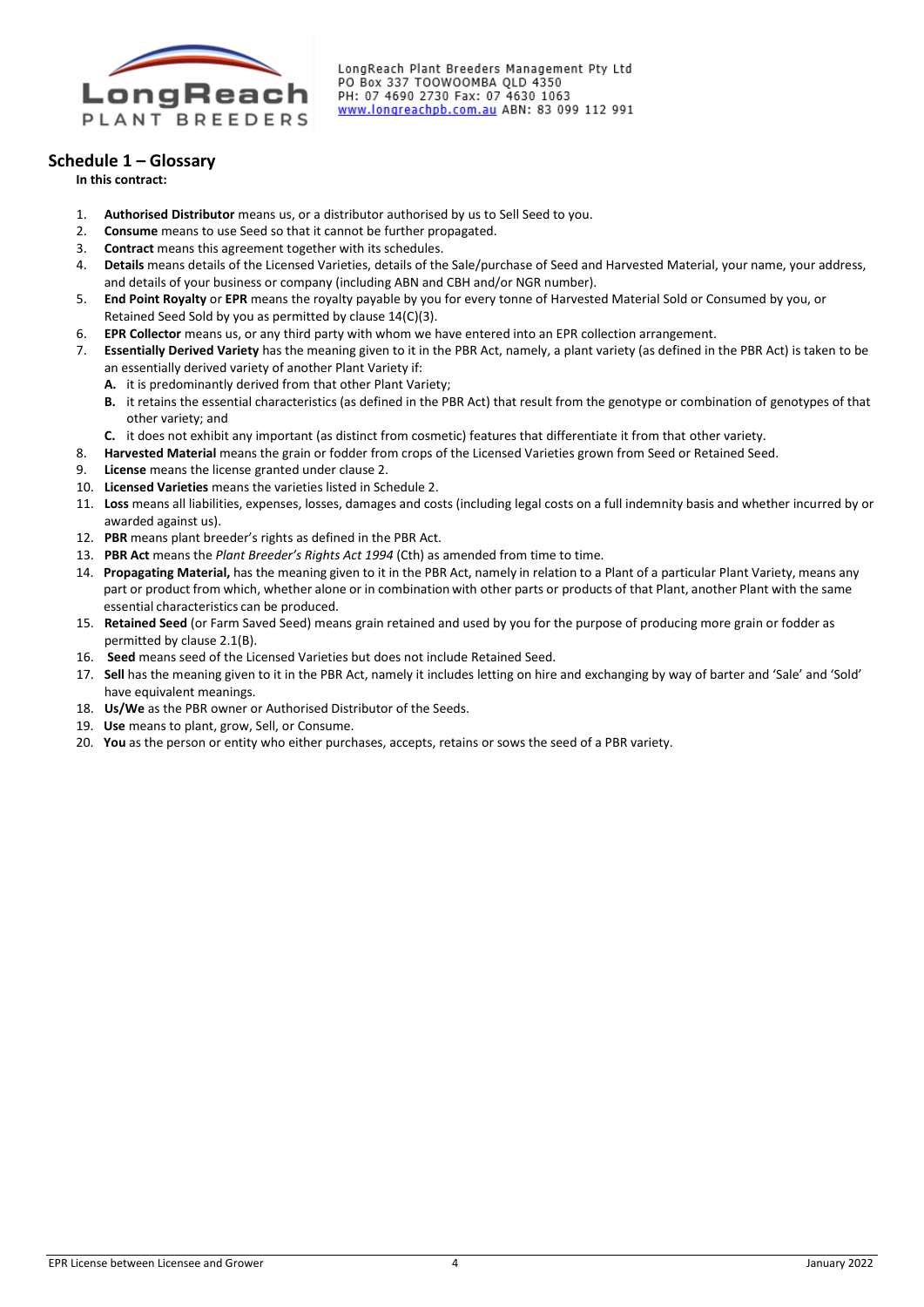LongReach Plant Breeders Management Pty Ltd
PO Box 337 TOOWOOMBA QLD 4350
PH: 07 4690 2730 Fax: 07 4630 1063
www.longreachpb.com.au ABN: 83 099 112 991

## Schedule 1 – Glossary

**In this contract:**

1. **Authorised Distributor** means us, or a distributor authorised by us to Sell Seed to you.
2. **Consume** means to use Seed so that it cannot be further propagated.
3. **Contract** means this agreement together with its schedules.
4. **Details** means details of the Licensed Varieties, details of the Sale/purchase of Seed and Harvested Material, your name, your address, and details of your business or company (including ABN and CBH and/or NGR number).
5. **End Point Royalty** or **EPR** means the royalty payable by you for every tonne of Harvested Material Sold or Consumed by you, or Retained Seed Sold by you as permitted by clause 14(C)(3).
6. **EPR Collector** means us, or any third party with whom we have entered into an EPR collection arrangement.
7. **Essentially Derived Variety** has the meaning given to it in the PBR Act, namely, a plant variety (as defined in the PBR Act) is taken to be an essentially derived variety of another Plant Variety if:
   - **A.** it is predominantly derived from that other Plant Variety;
   - **B.** it retains the essential characteristics (as defined in the PBR Act) that result from the genotype or combination of genotypes of that other variety; and
   - **C.** it does not exhibit any important (as distinct from cosmetic) features that differentiate it from that other variety.
8. **Harvested Material** means the grain or fodder from crops of the Licensed Varieties grown from Seed or Retained Seed.
9. **License** means the license granted under clause 2.
10. **Licensed Varieties** means the varieties listed in Schedule 2.
11. **Loss** means all liabilities, expenses, losses, damages and costs (including legal costs on a full indemnity basis and whether incurred by or awarded against us).
12. **PBR** means plant breeder's rights as defined in the PBR Act.
13. **PBR Act** means the *Plant Breeder's Rights Act 1994* (Cth) as amended from time to time.
14. **Propagating Material,** has the meaning given to it in the PBR Act, namely in relation to a Plant of a particular Plant Variety, means any part or product from which, whether alone or in combination with other parts or products of that Plant, another Plant with the same essential characteristics can be produced.
15. **Retained Seed** (or Farm Saved Seed) means grain retained and used by you for the purpose of producing more grain or fodder as permitted by clause 2.1(B).
16. **Seed** means seed of the Licensed Varieties but does not include Retained Seed.
17. **Sell** has the meaning given to it in the PBR Act, namely it includes letting on hire and exchanging by way of barter and 'Sale' and 'Sold' have equivalent meanings.
18. **Us/We** as the PBR owner or Authorised Distributor of the Seeds.
19. **Use** means to plant, grow, Sell, or Consume.
20. **You** as the person or entity who either purchases, accepts, retains or sows the seed of a PBR variety.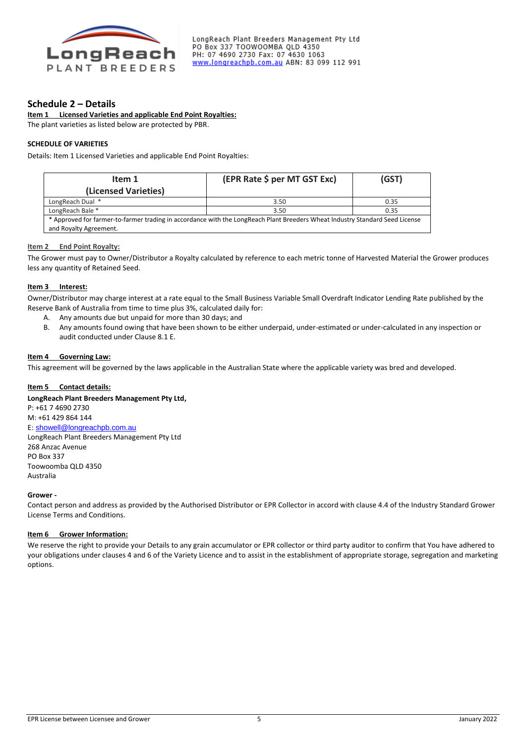LongReach Plant Breeders Management Pty Ltd
PO Box 337 TOOWOOMBA QLD 4350
PH: 07 4690 2730 Fax: 07 4630 1063
www.longreachpb.com.au ABN: 83 099 112 991

## Schedule 2 – Details

**Item 1 Licensed Varieties and applicable End Point Royalties:**

The plant varieties as listed below are protected by PBR.

**SCHEDULE OF VARIETIES**

Details: Item 1 Licensed Varieties and applicable End Point Royalties:

| Item 1 (Licensed Varieties) | (EPR Rate $ per MT GST Exc) | (GST) |
|---|---|---|
| LongReach Dual * | 3.50 | 0.35 |
| LongReach Bale * | 3.50 | 0.35 |
| * Approved for farmer-to-farmer trading in accordance with the LongReach Plant Breeders Wheat Industry Standard Seed License and Royalty Agreement. | | |

**Item 2 End Point Royalty:**

The Grower must pay to Owner/Distributor a Royalty calculated by reference to each metric tonne of Harvested Material the Grower produces less any quantity of Retained Seed.

**Item 3 Interest:**

Owner/Distributor may charge interest at a rate equal to the Small Business Variable Small Overdraft Indicator Lending Rate published by the Reserve Bank of Australia from time to time plus 3%, calculated daily for:

A. Any amounts due but unpaid for more than 30 days; and
B. Any amounts found owing that have been shown to be either underpaid, under-estimated or under-calculated in any inspection or audit conducted under Clause 8.1 E.

**Item 4 Governing Law:**

This agreement will be governed by the laws applicable in the Australian State where the applicable variety was bred and developed.

**Item 5 Contact details:**

**LongReach Plant Breeders Management Pty Ltd,**
P: +61 7 4690 2730
M: +61 429 864 144
E: showell@longreachpb.com.au
LongReach Plant Breeders Management Pty Ltd
268 Anzac Avenue
PO Box 337
Toowoomba QLD 4350
Australia

**Grower -**

Contact person and address as provided by the Authorised Distributor or EPR Collector in accord with clause 4.4 of the Industry Standard Grower License Terms and Conditions.

**Item 6 Grower Information:**

We reserve the right to provide your Details to any grain accumulator or EPR collector or third party auditor to confirm that You have adhered to your obligations under clauses 4 and 6 of the Variety Licence and to assist in the establishment of appropriate storage, segregation and marketing options.